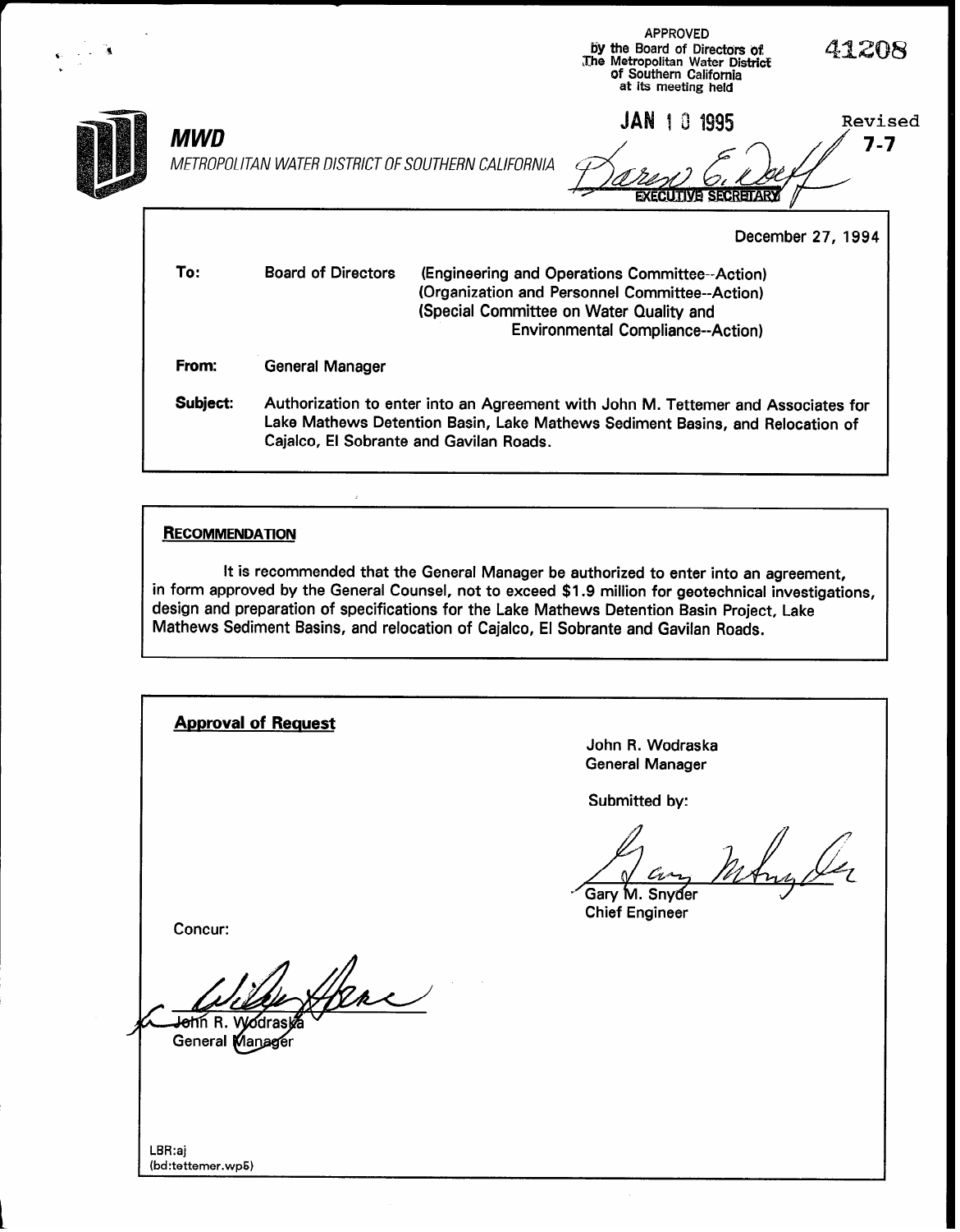APPROVED
by the Board of Directors of
The Metropolitan Water District
of Southern California
at its meeting held

JAN 10 1995

EXECUTIVE SECRETARY

41208

Revised
**7-7**

**MWD**
METROPOLITAN WATER DISTRICT OF SOUTHERN CALIFORNIA

December 27, 1994

**To:** Board of Directors (Engineering and Operations Committee--Action)
(Organization and Personnel Committee--Action)
(Special Committee on Water Quality and Environmental Compliance--Action)

**From:** General Manager

**Subject:** Authorization to enter into an Agreement with John M. Tettemer and Associates for Lake Mathews Detention Basin, Lake Mathews Sediment Basins, and Relocation of Cajalco, El Sobrante and Gavilan Roads.

**RECOMMENDATION**

It is recommended that the General Manager be authorized to enter into an agreement, in form approved by the General Counsel, not to exceed $1.9 million for geotechnical investigations, design and preparation of specifications for the Lake Mathews Detention Basin Project, Lake Mathews Sediment Basins, and relocation of Cajalco, El Sobrante and Gavilan Roads.

**Approval of Request**

John R. Wodraska
General Manager

Submitted by:

Gary M. Snyder
Chief Engineer

Concur:

John R. Wodraska
General Manager

LBR:aj
(bd:tettemer.wp5)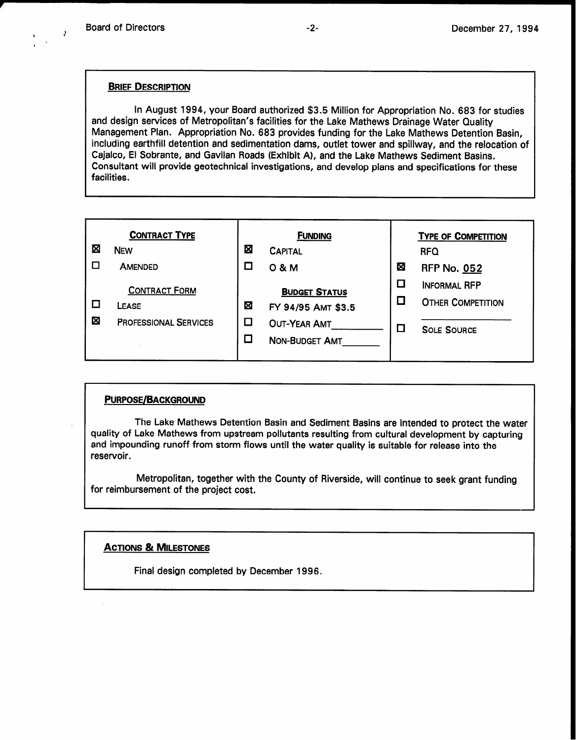## BRIEF DESCRIPTION

In August 1994, your Board authorized $3.5 Million for Appropriation No. 683 for studies and design services of Metropolitan's facilities for the Lake Mathews Drainage Water Quality Management Plan. Appropriation No. 683 provides funding for the Lake Mathews Detention Basin, including earthfill detention and sedimentation dams, outlet tower and spillway, and the relocation of Cajalco, El Sobrante, and Gavilan Roads (Exhibit A), and the Lake Mathews Sediment Basins. Consultant will provide geotechnical investigations, and develop plans and specifications for these facilities.

| CONTRACT TYPE | FUNDING | TYPE OF COMPETITION |
|---|---|---|
| ☒ NEW | ☒ CAPITAL | RFQ |
| ☐ AMENDED | ☐ O & M | ☒ RFP No. 052 |
| **CONTRACT FORM** | **BUDGET STATUS** | ☐ INFORMAL RFP |
| ☐ LEASE | ☒ FY 94/95 AMT $3.5 | ☐ OTHER COMPETITION ________ |
| ☒ PROFESSIONAL SERVICES | ☐ OUT-YEAR AMT________ | ☐ SOLE SOURCE |
| | ☐ NON-BUDGET AMT________ | |

## PURPOSE/BACKGROUND

The Lake Mathews Detention Basin and Sediment Basins are intended to protect the water quality of Lake Mathews from upstream pollutants resulting from cultural development by capturing and impounding runoff from storm flows until the water quality is suitable for release into the reservoir.

Metropolitan, together with the County of Riverside, will continue to seek grant funding for reimbursement of the project cost.

## ACTIONS & MILESTONES

Final design completed by December 1996.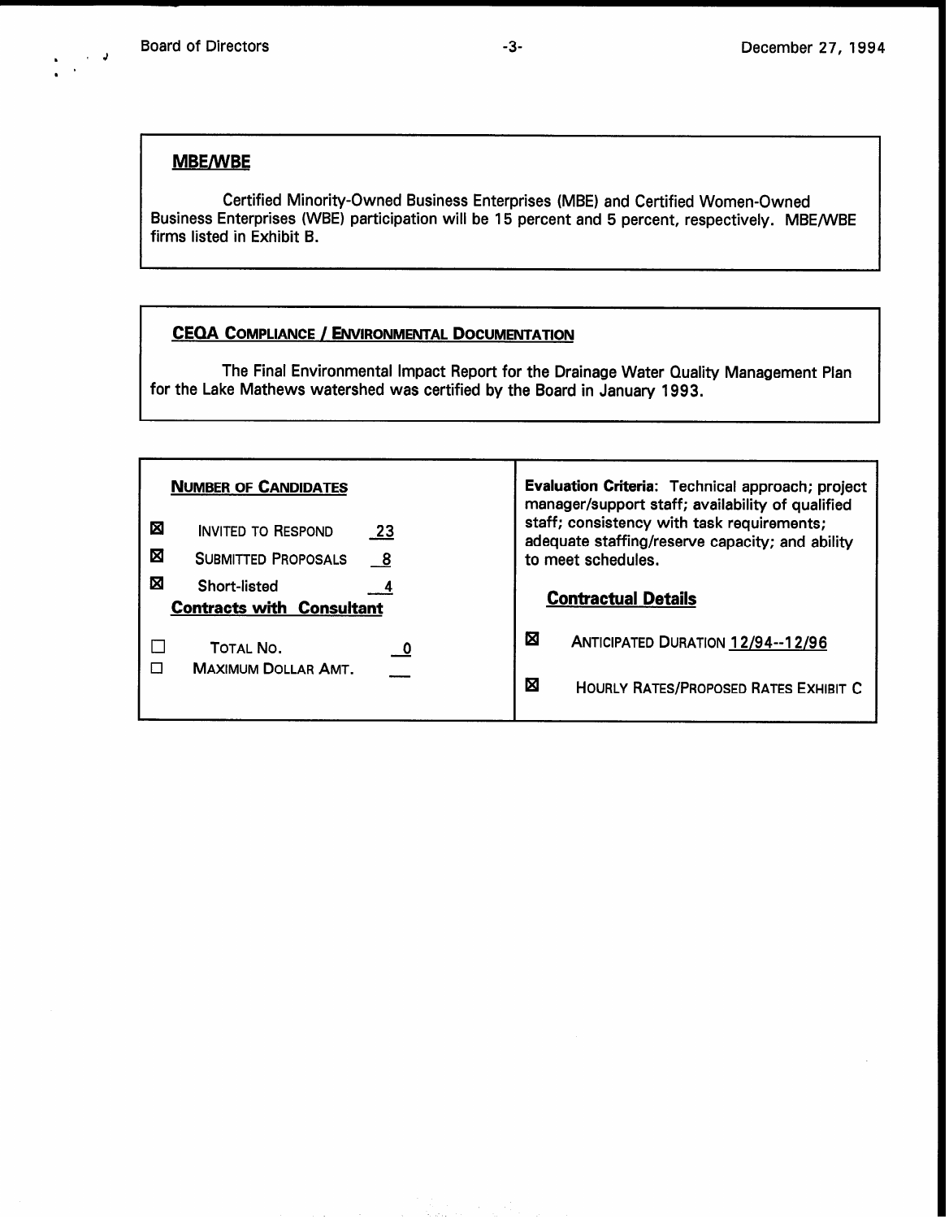## MBE/WBE

Certified Minority-Owned Business Enterprises (MBE) and Certified Women-Owned Business Enterprises (WBE) participation will be 15 percent and 5 percent, respectively. MBE/WBE firms listed in Exhibit B.

## CEQA COMPLIANCE / ENVIRONMENTAL DOCUMENTATION

The Final Environmental Impact Report for the Drainage Water Quality Management Plan for the Lake Mathews watershed was certified by the Board in January 1993.

### NUMBER OF CANDIDATES

- ☒ INVITED TO RESPOND 23
- ☒ SUBMITTED PROPOSALS 8
- ☒ Short-listed 4

**Contracts with Consultant**

- ☐ TOTAL NO. 0
- ☐ MAXIMUM DOLLAR AMT. ___

**Evaluation Criteria**: Technical approach; project manager/support staff; availability of qualified staff; consistency with task requirements; adequate staffing/reserve capacity; and ability to meet schedules.

### Contractual Details

- ☒ ANTICIPATED DURATION 12/94--12/96
- ☒ HOURLY RATES/PROPOSED RATES EXHIBIT C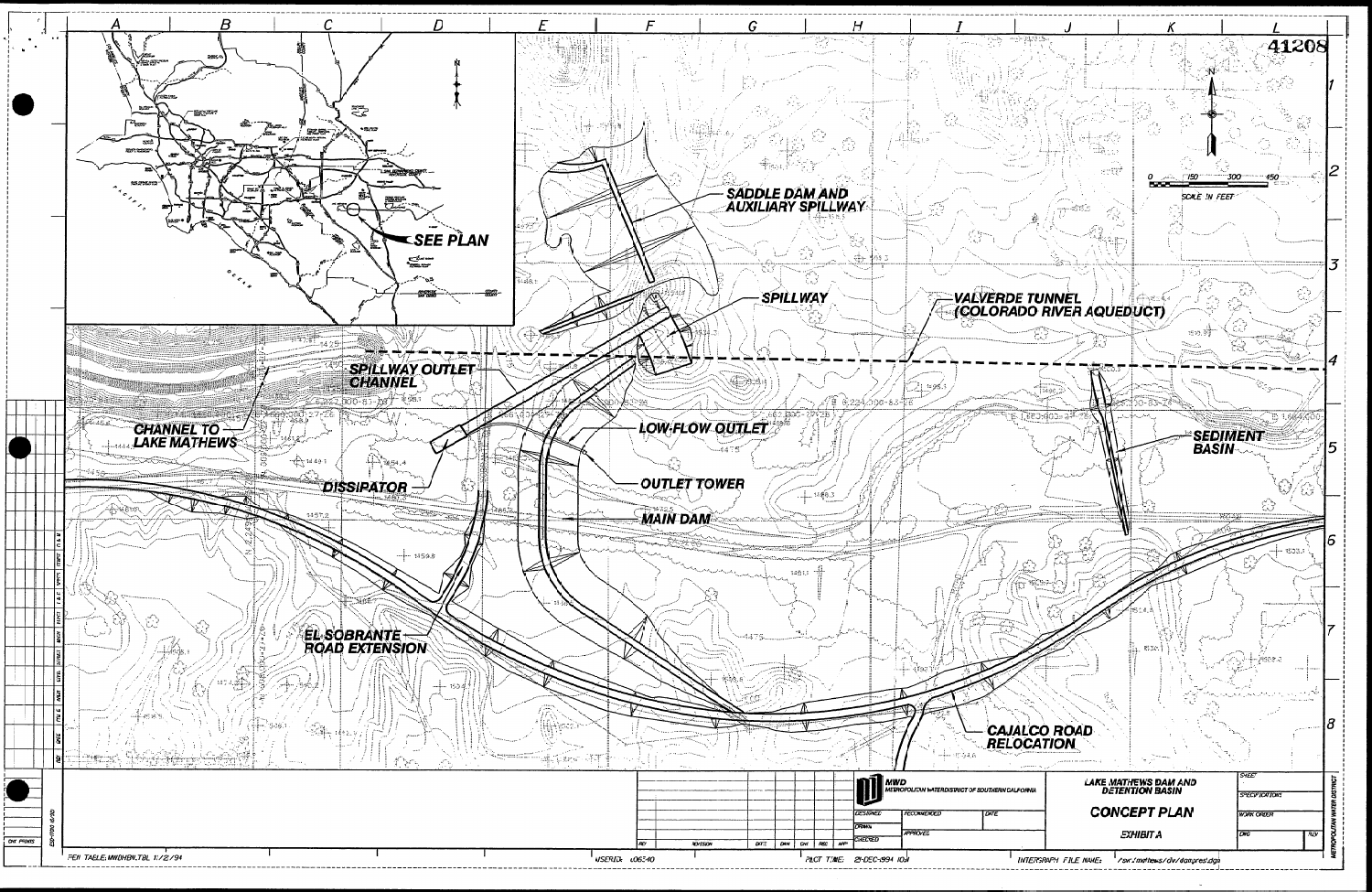41208

SADDLE DAM AND AUXILIARY SPILLWAY

SPILLWAY

VALVERDE TUNNEL (COLORADO RIVER AQUEDUCT)

SPILLWAY OUTLET CHANNEL

CHANNEL TO LAKE MATHEWS

LOW-FLOW OUTLET

SEDIMENT BASIN

OUTLET TOWER

DISSIPATOR

MAIN DAM

EL SOBRANTE ROAD EXTENSION

CAJALCO ROAD RELOCATION

SEE PLAN

N

SCALE IN FEET: 0, 150, 300, 450

MWD
METROPOLITAN WATER DISTRICT OF SOUTHERN CALIFORNIA

LAKE MATHEWS DAM AND DETENTION BASIN

CONCEPT PLAN

EXHIBIT A

| DESIGNED | RECOMMENDED | DATE |
|---|---|---|
| DRAWN | APPROVED | |
| CHECKED | | |

SHEET

SPECIFICATIONS

WORK ORDER

DWG

REV

METROPOLITAN WATER DISTRICT

PEN TABLE: MWDHEM.TBL 11/2/94

USERID: u06340

PLOT TIME: 21-DEC-1994 10:4

INTERGRAPH FILE NAME: /usr/mathews/dv/damgred.dgn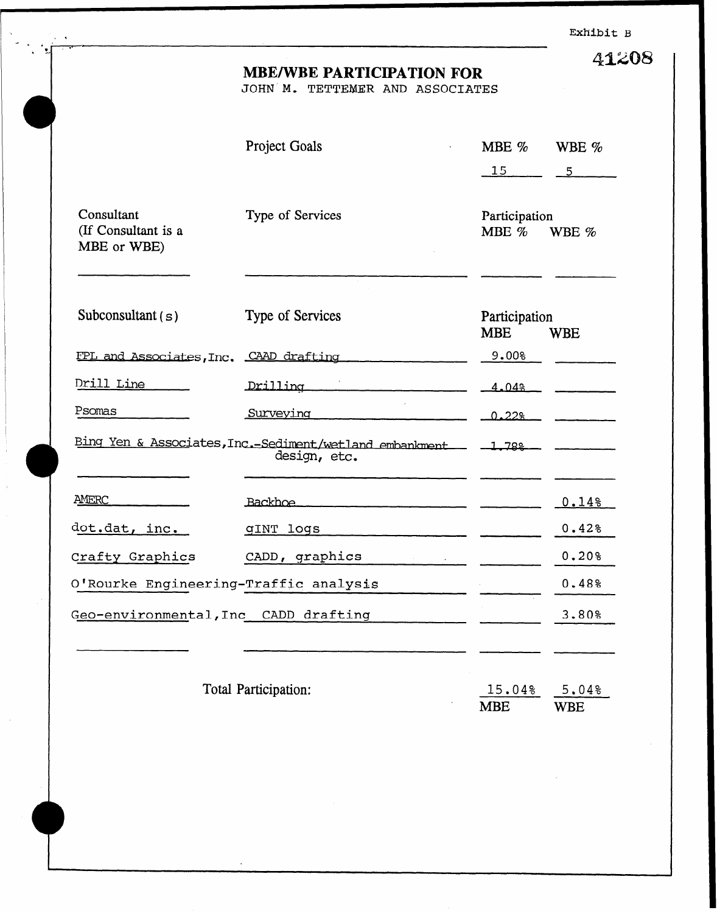Exhibit B

41208

# MBE/WBE PARTICIPATION FOR

JOHN M. TETTEMER AND ASSOCIATES

| | Project Goals | MBE % | WBE % |
|---|---|---|---|
| | | 15 | 5 |

| Consultant (If Consultant is a MBE or WBE) | Type of Services | Participation MBE % | WBE % |
|---|---|---|---|
| | | | |

| Subconsultant(s) | Type of Services | Participation MBE | WBE |
|---|---|---|---|
| FPL and Associates, Inc. | CAAD drafting | 9.00% | |
| Drill Line | Drilling | 4.04% | |
| Psomas | Surveying | 0.22% | |
| Bing Yen & Associates, Inc. | Sediment/wetland embankment design, etc. | 1.78% | |
| | | | |
| AMERC | Backhoe | | 0.14% |
| dot.dat, inc. | gINT logs | | 0.42% |
| Crafty Graphics | CADD, graphics | | 0.20% |
| O'Rourke Engineering | Traffic analysis | | 0.48% |
| Geo-environmental, Inc | CADD drafting | | 3.80% |
| | | | |
| | **Total Participation:** | 15.04% MBE | 5.04% WBE |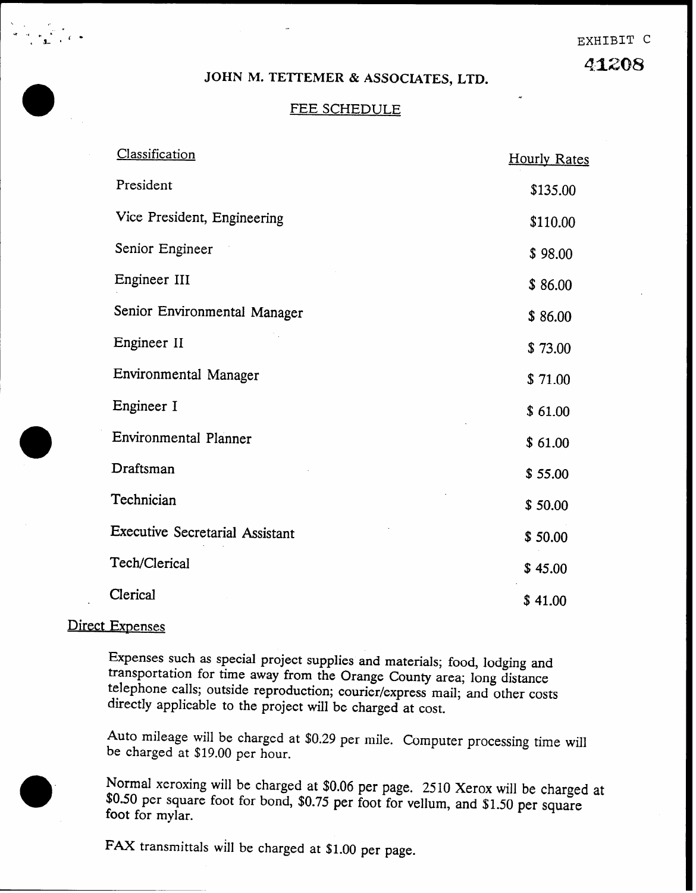EXHIBIT C

41208

# JOHN M. TETTEMER & ASSOCIATES, LTD.

## FEE SCHEDULE

| Classification | Hourly Rates |
| --- | --- |
| President | $135.00 |
| Vice President, Engineering | $110.00 |
| Senior Engineer | $ 98.00 |
| Engineer III | $ 86.00 |
| Senior Environmental Manager | $ 86.00 |
| Engineer II | $ 73.00 |
| Environmental Manager | $ 71.00 |
| Engineer I | $ 61.00 |
| Environmental Planner | $ 61.00 |
| Draftsman | $ 55.00 |
| Technician | $ 50.00 |
| Executive Secretarial Assistant | $ 50.00 |
| Tech/Clerical | $ 45.00 |
| Clerical | $ 41.00 |

### Direct Expenses

Expenses such as special project supplies and materials; food, lodging and transportation for time away from the Orange County area; long distance telephone calls; outside reproduction; courier/express mail; and other costs directly applicable to the project will be charged at cost.

Auto mileage will be charged at $0.29 per mile. Computer processing time will be charged at $19.00 per hour.

Normal xeroxing will be charged at $0.06 per page. 2510 Xerox will be charged at $0.50 per square foot for bond, $0.75 per foot for vellum, and $1.50 per square foot for mylar.

FAX transmittals will be charged at $1.00 per page.